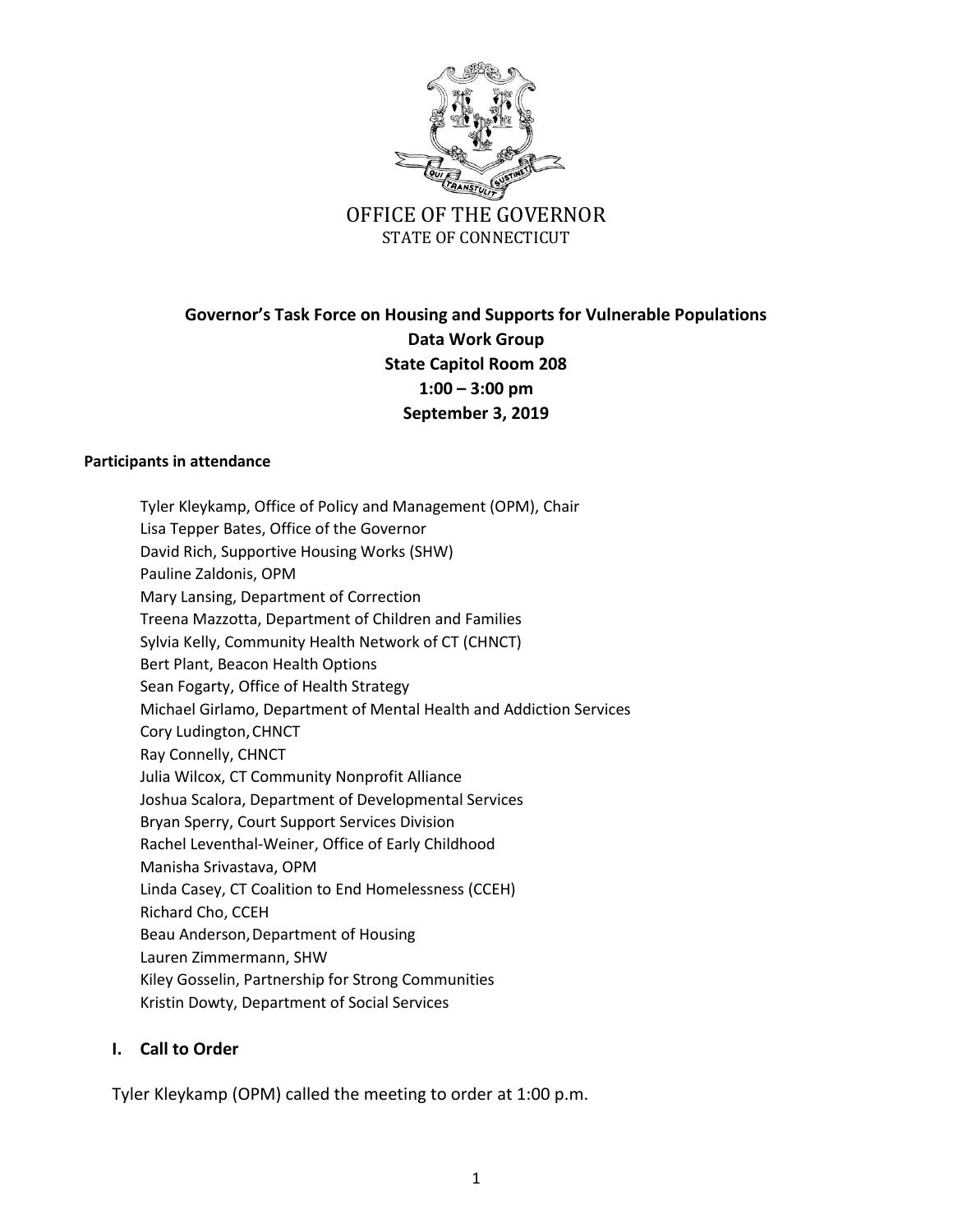OFFICE OF THE GOVERNOR
STATE OF CONNECTICUT

**Governor's Task Force on Housing and Supports for Vulnerable Populations**
**Data Work Group**
**State Capitol Room 208**
**1:00 – 3:00 pm**
**September 3, 2019**

**Participants in attendance**

Tyler Kleykamp, Office of Policy and Management (OPM), Chair
Lisa Tepper Bates, Office of the Governor
David Rich, Supportive Housing Works (SHW)
Pauline Zaldonis, OPM
Mary Lansing, Department of Correction
Treena Mazzotta, Department of Children and Families
Sylvia Kelly, Community Health Network of CT (CHNCT)
Bert Plant, Beacon Health Options
Sean Fogarty, Office of Health Strategy
Michael Girlamo, Department of Mental Health and Addiction Services
Cory Ludington, CHNCT
Ray Connelly, CHNCT
Julia Wilcox, CT Community Nonprofit Alliance
Joshua Scalora, Department of Developmental Services
Bryan Sperry, Court Support Services Division
Rachel Leventhal-Weiner, Office of Early Childhood
Manisha Srivastava, OPM
Linda Casey, CT Coalition to End Homelessness (CCEH)
Richard Cho, CCEH
Beau Anderson, Department of Housing
Lauren Zimmermann, SHW
Kiley Gosselin, Partnership for Strong Communities
Kristin Dowty, Department of Social Services

## I. Call to Order

Tyler Kleykamp (OPM) called the meeting to order at 1:00 p.m.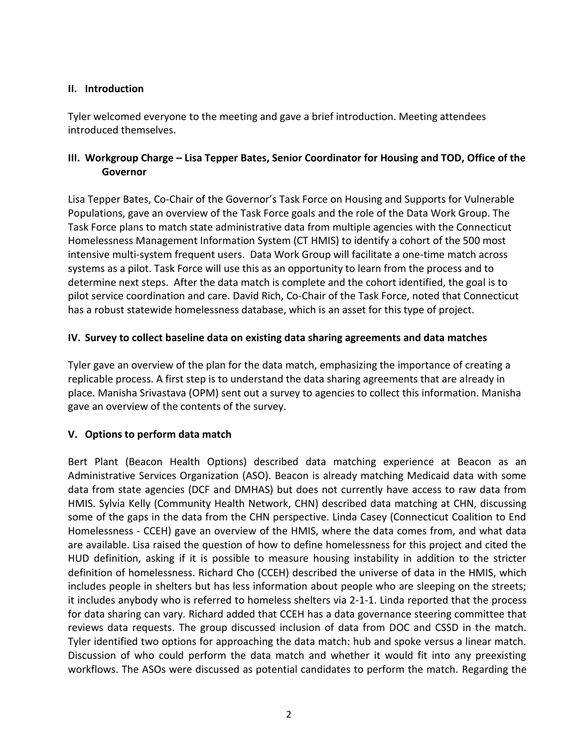## II. Introduction

Tyler welcomed everyone to the meeting and gave a brief introduction. Meeting attendees introduced themselves.

## III. Workgroup Charge – Lisa Tepper Bates, Senior Coordinator for Housing and TOD, Office of the Governor

Lisa Tepper Bates, Co-Chair of the Governor's Task Force on Housing and Supports for Vulnerable Populations, gave an overview of the Task Force goals and the role of the Data Work Group. The Task Force plans to match state administrative data from multiple agencies with the Connecticut Homelessness Management Information System (CT HMIS) to identify a cohort of the 500 most intensive multi-system frequent users. Data Work Group will facilitate a one-time match across systems as a pilot. Task Force will use this as an opportunity to learn from the process and to determine next steps. After the data match is complete and the cohort identified, the goal is to pilot service coordination and care. David Rich, Co-Chair of the Task Force, noted that Connecticut has a robust statewide homelessness database, which is an asset for this type of project.

## IV. Survey to collect baseline data on existing data sharing agreements and data matches

Tyler gave an overview of the plan for the data match, emphasizing the importance of creating a replicable process. A first step is to understand the data sharing agreements that are already in place. Manisha Srivastava (OPM) sent out a survey to agencies to collect this information. Manisha gave an overview of the contents of the survey.

## V. Options to perform data match

Bert Plant (Beacon Health Options) described data matching experience at Beacon as an Administrative Services Organization (ASO). Beacon is already matching Medicaid data with some data from state agencies (DCF and DMHAS) but does not currently have access to raw data from HMIS. Sylvia Kelly (Community Health Network, CHN) described data matching at CHN, discussing some of the gaps in the data from the CHN perspective. Linda Casey (Connecticut Coalition to End Homelessness - CCEH) gave an overview of the HMIS, where the data comes from, and what data are available. Lisa raised the question of how to define homelessness for this project and cited the HUD definition, asking if it is possible to measure housing instability in addition to the stricter definition of homelessness. Richard Cho (CCEH) described the universe of data in the HMIS, which includes people in shelters but has less information about people who are sleeping on the streets; it includes anybody who is referred to homeless shelters via 2-1-1. Linda reported that the process for data sharing can vary. Richard added that CCEH has a data governance steering committee that reviews data requests. The group discussed inclusion of data from DOC and CSSD in the match. Tyler identified two options for approaching the data match: hub and spoke versus a linear match. Discussion of who could perform the data match and whether it would fit into any preexisting workflows. The ASOs were discussed as potential candidates to perform the match. Regarding the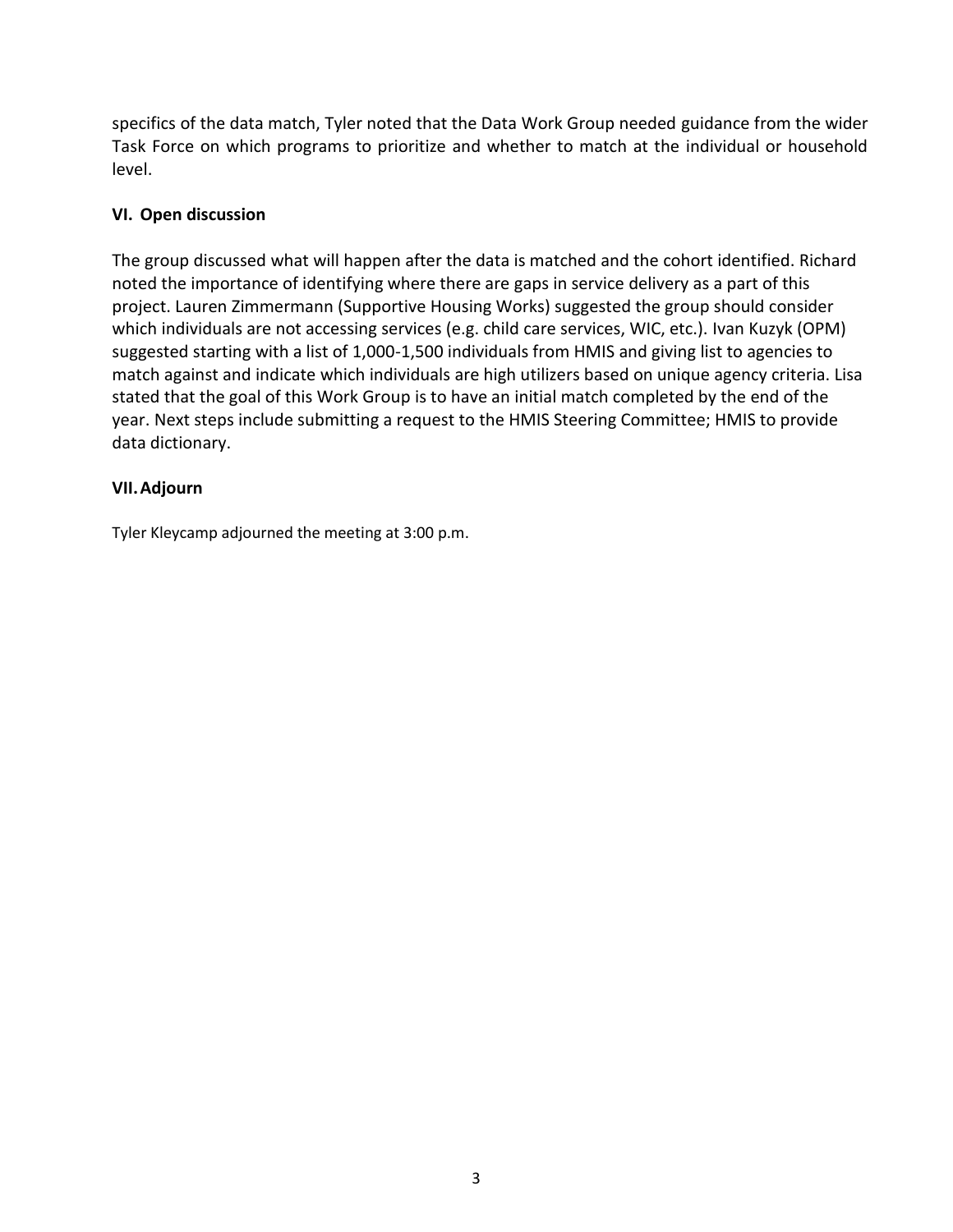specifics of the data match, Tyler noted that the Data Work Group needed guidance from the wider Task Force on which programs to prioritize and whether to match at the individual or household level.

## VI. Open discussion

The group discussed what will happen after the data is matched and the cohort identified. Richard noted the importance of identifying where there are gaps in service delivery as a part of this project. Lauren Zimmermann (Supportive Housing Works) suggested the group should consider which individuals are not accessing services (e.g. child care services, WIC, etc.). Ivan Kuzyk (OPM) suggested starting with a list of 1,000-1,500 individuals from HMIS and giving list to agencies to match against and indicate which individuals are high utilizers based on unique agency criteria. Lisa stated that the goal of this Work Group is to have an initial match completed by the end of the year. Next steps include submitting a request to the HMIS Steering Committee; HMIS to provide data dictionary.

## VII. Adjourn

Tyler Kleycamp adjourned the meeting at 3:00 p.m.